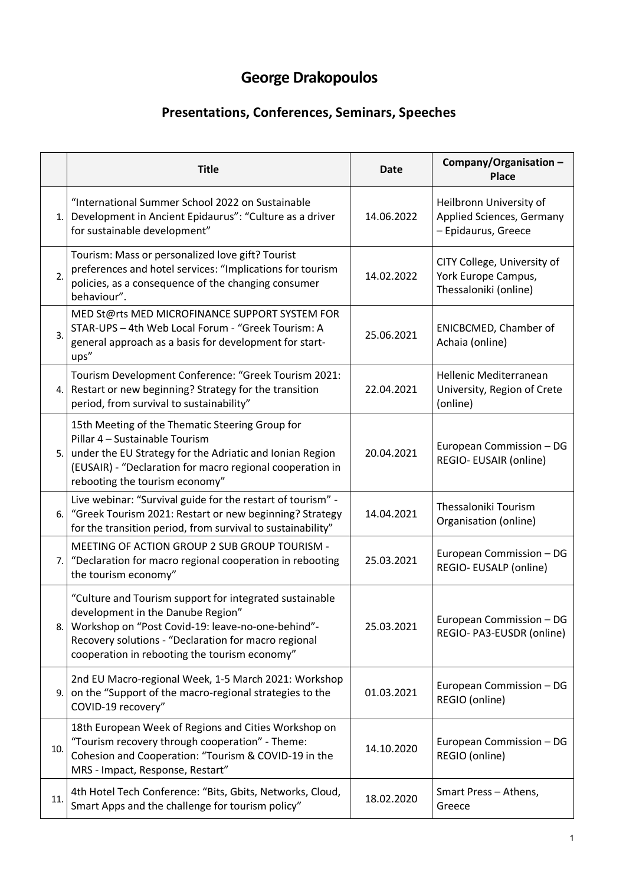# George Drakopoulos

## Presentations, Conferences, Seminars, Speeches

| | Title | Date | Company/Organisation – Place |
|---|---|---|---|
| 1. | "International Summer School 2022 on Sustainable Development in Ancient Epidaurus": "Culture as a driver for sustainable development" | 14.06.2022 | Heilbronn University of Applied Sciences, Germany – Epidaurus, Greece |
| 2. | Tourism: Mass or personalized love gift? Tourist preferences and hotel services: "Implications for tourism policies, as a consequence of the changing consumer behaviour". | 14.02.2022 | CITY College, University of York Europe Campus, Thessaloniki (online) |
| 3. | MED St@rts MED MICROFINANCE SUPPORT SYSTEM FOR STAR-UPS – 4th Web Local Forum - "Greek Tourism: A general approach as a basis for development for start-ups" | 25.06.2021 | ENICBCMED, Chamber of Achaia (online) |
| 4. | Tourism Development Conference: "Greek Tourism 2021: Restart or new beginning? Strategy for the transition period, from survival to sustainability" | 22.04.2021 | Hellenic Mediterranean University, Region of Crete (online) |
| 5. | 15th Meeting of the Thematic Steering Group for Pillar 4 – Sustainable Tourism under the EU Strategy for the Adriatic and Ionian Region (EUSAIR) - "Declaration for macro regional cooperation in rebooting the tourism economy" | 20.04.2021 | European Commission – DG REGIO- EUSAIR (online) |
| 6. | Live webinar: "Survival guide for the restart of tourism" - "Greek Tourism 2021: Restart or new beginning? Strategy for the transition period, from survival to sustainability" | 14.04.2021 | Thessaloniki Tourism Organisation (online) |
| 7. | MEETING OF ACTION GROUP 2 SUB GROUP TOURISM - "Declaration for macro regional cooperation in rebooting the tourism economy" | 25.03.2021 | European Commission – DG REGIO- EUSALP (online) |
| 8. | "Culture and Tourism support for integrated sustainable development in the Danube Region" Workshop on "Post Covid-19: leave-no-one-behind"- Recovery solutions - "Declaration for macro regional cooperation in rebooting the tourism economy" | 25.03.2021 | European Commission – DG REGIO- PA3-EUSDR (online) |
| 9. | 2nd EU Macro-regional Week, 1-5 March 2021: Workshop on the "Support of the macro-regional strategies to the COVID-19 recovery" | 01.03.2021 | European Commission – DG REGIO (online) |
| 10. | 18th European Week of Regions and Cities Workshop on "Tourism recovery through cooperation" - Theme: Cohesion and Cooperation: "Tourism & COVID-19 in the MRS - Impact, Response, Restart" | 14.10.2020 | European Commission – DG REGIO (online) |
| 11. | 4th Hotel Tech Conference: "Bits, Gbits, Networks, Cloud, Smart Apps and the challenge for tourism policy" | 18.02.2020 | Smart Press – Athens, Greece |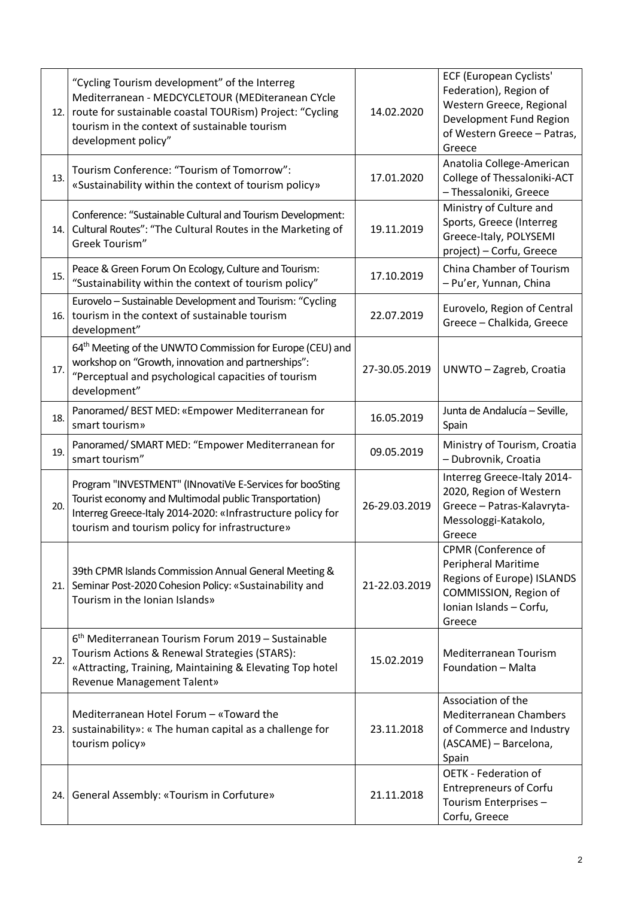| | | | |
|---|---|---|---|
| 12. | "Cycling Tourism development" of the Interreg Mediterranean - MEDCYCLETOUR (MEDiteranean CYcle route for sustainable coastal TOURism) Project: "Cycling tourism in the context of sustainable tourism development policy" | 14.02.2020 | ECF (European Cyclists' Federation), Region of Western Greece, Regional Development Fund Region of Western Greece – Patras, Greece |
| 13. | Tourism Conference: "Tourism of Tomorrow": «Sustainability within the context of tourism policy» | 17.01.2020 | Anatolia College-American College of Thessaloniki-ACT – Thessaloniki, Greece |
| 14. | Conference: "Sustainable Cultural and Tourism Development: Cultural Routes": "The Cultural Routes in the Marketing of Greek Tourism" | 19.11.2019 | Ministry of Culture and Sports, Greece (Interreg Greece-Italy, POLYSEMI project) – Corfu, Greece |
| 15. | Peace & Green Forum On Ecology, Culture and Tourism: "Sustainability within the context of tourism policy" | 17.10.2019 | China Chamber of Tourism – Pu'er, Yunnan, China |
| 16. | Eurovelo – Sustainable Development and Tourism: "Cycling tourism in the context of sustainable tourism development" | 22.07.2019 | Eurovelo, Region of Central Greece – Chalkida, Greece |
| 17. | 64th Meeting of the UNWTO Commission for Europe (CEU) and workshop on "Growth, innovation and partnerships": "Perceptual and psychological capacities of tourism development" | 27-30.05.2019 | UNWTO – Zagreb, Croatia |
| 18. | Panoramed/ BEST MED: «Empower Mediterranean for smart tourism» | 16.05.2019 | Junta de Andalucía – Seville, Spain |
| 19. | Panoramed/ SMART MED: "Empower Mediterranean for smart tourism" | 09.05.2019 | Ministry of Tourism, Croatia – Dubrovnik, Croatia |
| 20. | Program "INVESTMENT" (INnovatiVe E-Services for booSting Tourist economy and Multimodal public Transportation) Interreg Greece-Italy 2014-2020: «Infrastructure policy for tourism and tourism policy for infrastructure» | 26-29.03.2019 | Interreg Greece-Italy 2014-2020, Region of Western Greece – Patras-Kalavryta-Messologgi-Katakolo, Greece |
| 21. | 39th CPMR Islands Commission Annual General Meeting & Seminar Post-2020 Cohesion Policy: «Sustainability and Tourism in the Ionian Islands» | 21-22.03.2019 | CPMR (Conference of Peripheral Maritime Regions of Europe) ISLANDS COMMISSION, Region of Ionian Islands – Corfu, Greece |
| 22. | 6th Mediterranean Tourism Forum 2019 – Sustainable Tourism Actions & Renewal Strategies (STARS): «Attracting, Training, Maintaining & Elevating Top hotel Revenue Management Talent» | 15.02.2019 | Mediterranean Tourism Foundation – Malta |
| 23. | Mediterranean Hotel Forum – «Toward the sustainability»: « The human capital as a challenge for tourism policy» | 23.11.2018 | Association of the Mediterranean Chambers of Commerce and Industry (ASCAME) – Barcelona, Spain |
| 24. | General Assembly: «Tourism in Corfuture» | 21.11.2018 | OETK - Federation of Entrepreneurs of Corfu Tourism Enterprises – Corfu, Greece |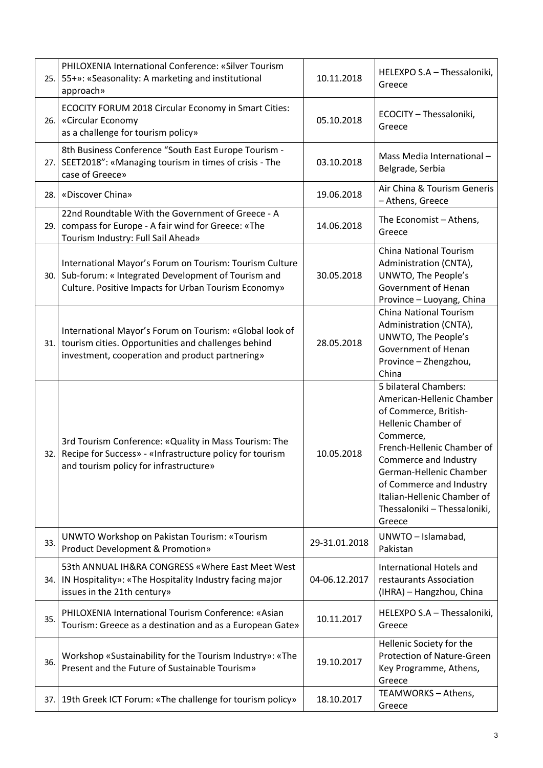| | | | |
|---|---|---|---|
| 25. | PHILOXENIA International Conference: «Silver Tourism 55+»: «Seasonality: A marketing and institutional approach» | 10.11.2018 | HELEXPO S.A – Thessaloniki, Greece |
| 26. | ECOCITY FORUM 2018 Circular Economy in Smart Cities: «Circular Economy as a challenge for tourism policy» | 05.10.2018 | ECOCITY – Thessaloniki, Greece |
| 27. | 8th Business Conference "South East Europe Tourism - SEET2018": «Managing tourism in times of crisis - The case of Greece» | 03.10.2018 | Mass Media International – Belgrade, Serbia |
| 28. | «Discover China» | 19.06.2018 | Air China & Tourism Generis – Athens, Greece |
| 29. | 22nd Roundtable With the Government of Greece - A compass for Europe - A fair wind for Greece: «The Tourism Industry: Full Sail Ahead» | 14.06.2018 | The Economist – Athens, Greece |
| 30. | International Mayor's Forum on Tourism: Tourism Culture Sub-forum: « Integrated Development of Tourism and Culture. Positive Impacts for Urban Tourism Economy» | 30.05.2018 | China National Tourism Administration (CNTA), UNWTO, The People's Government of Henan Province – Luoyang, China |
| 31. | International Mayor's Forum on Tourism: «Global look of tourism cities. Opportunities and challenges behind investment, cooperation and product partnering» | 28.05.2018 | China National Tourism Administration (CNTA), UNWTO, The People's Government of Henan Province – Zhengzhou, China |
| 32. | 3rd Tourism Conference: «Quality in Mass Tourism: The Recipe for Success» - «Infrastructure policy for tourism and tourism policy for infrastructure» | 10.05.2018 | 5 bilateral Chambers: American-Hellenic Chamber of Commerce, British-Hellenic Chamber of Commerce, French-Hellenic Chamber of Commerce and Industry German-Hellenic Chamber of Commerce and Industry Italian-Hellenic Chamber of Thessaloniki – Thessaloniki, Greece |
| 33. | UNWTO Workshop on Pakistan Tourism: «Tourism Product Development & Promotion» | 29-31.01.2018 | UNWTO – Islamabad, Pakistan |
| 34. | 53th ANNUAL IH&RA CONGRESS «Where East Meet West IN Hospitality»: «The Hospitality Industry facing major issues in the 21th century» | 04-06.12.2017 | International Hotels and restaurants Association (IHRA) – Hangzhou, China |
| 35. | PHILOXENIA International Tourism Conference: «Asian Tourism: Greece as a destination and as a European Gate» | 10.11.2017 | HELEXPO S.A – Thessaloniki, Greece |
| 36. | Workshop «Sustainability for the Tourism Industry»: «The Present and the Future of Sustainable Tourism» | 19.10.2017 | Hellenic Society for the Protection of Nature-Green Key Programme, Athens, Greece |
| 37. | 19th Greek ICT Forum: «The challenge for tourism policy» | 18.10.2017 | TEAMWORKS – Athens, Greece |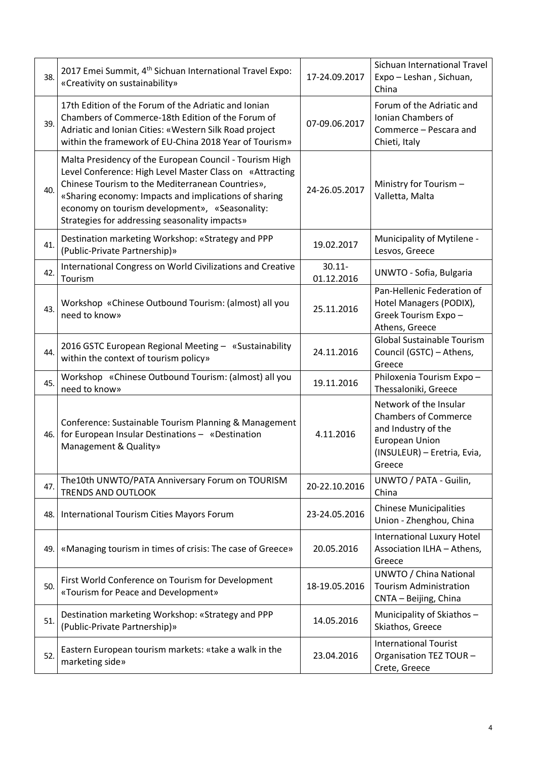| 38. | 2017 Emei Summit, 4th Sichuan International Travel Expo: «Creativity on sustainability» | 17-24.09.2017 | Sichuan International Travel Expo – Leshan , Sichuan, China |
|---|---|---|---|
| 39. | 17th Edition of the Forum of the Adriatic and Ionian Chambers of Commerce-18th Edition of the Forum of Adriatic and Ionian Cities: «Western Silk Road project within the framework of EU-China 2018 Year of Tourism» | 07-09.06.2017 | Forum of the Adriatic and Ionian Chambers of Commerce – Pescara and Chieti, Italy |
| 40. | Malta Presidency of the European Council - Tourism High Level Conference: High Level Master Class on «Attracting Chinese Tourism to the Mediterranean Countries», «Sharing economy: Impacts and implications of sharing economy on tourism development», «Seasonality: Strategies for addressing seasonality impacts» | 24-26.05.2017 | Ministry for Tourism – Valletta, Malta |
| 41. | Destination marketing Workshop: «Strategy and PPP (Public-Private Partnership)» | 19.02.2017 | Municipality of Mytilene - Lesvos, Greece |
| 42. | International Congress on World Civilizations and Creative Tourism | 30.11-01.12.2016 | UNWTO - Sofia, Bulgaria |
| 43. | Workshop «Chinese Outbound Tourism: (almost) all you need to know» | 25.11.2016 | Pan-Hellenic Federation of Hotel Managers (PODIX), Greek Tourism Expo – Athens, Greece |
| 44. | 2016 GSTC European Regional Meeting – «Sustainability within the context of tourism policy» | 24.11.2016 | Global Sustainable Tourism Council (GSTC) – Athens, Greece |
| 45. | Workshop «Chinese Outbound Tourism: (almost) all you need to know» | 19.11.2016 | Philoxenia Tourism Expo – Thessaloniki, Greece |
| 46. | Conference: Sustainable Tourism Planning & Management for European Insular Destinations – «Destination Management & Quality» | 4.11.2016 | Network of the Insular Chambers of Commerce and Industry of the European Union (INSULEUR) – Eretria, Evia, Greece |
| 47. | The10th UNWTO/PATA Anniversary Forum on TOURISM TRENDS AND OUTLOOK | 20-22.10.2016 | UNWTO / PATA - Guilin, China |
| 48. | International Tourism Cities Mayors Forum | 23-24.05.2016 | Chinese Municipalities Union - Zhenghou, China |
| 49. | «Managing tourism in times of crisis: The case of Greece» | 20.05.2016 | International Luxury Hotel Association ILHA – Athens, Greece |
| 50. | First World Conference on Tourism for Development «Tourism for Peace and Development» | 18-19.05.2016 | UNWTO / China National Tourism Administration CNTA – Beijing, China |
| 51. | Destination marketing Workshop: «Strategy and PPP (Public-Private Partnership)» | 14.05.2016 | Municipality of Skiathos – Skiathos, Greece |
| 52. | Eastern European tourism markets: «take a walk in the marketing side» | 23.04.2016 | International Tourist Organisation TEZ TOUR – Crete, Greece |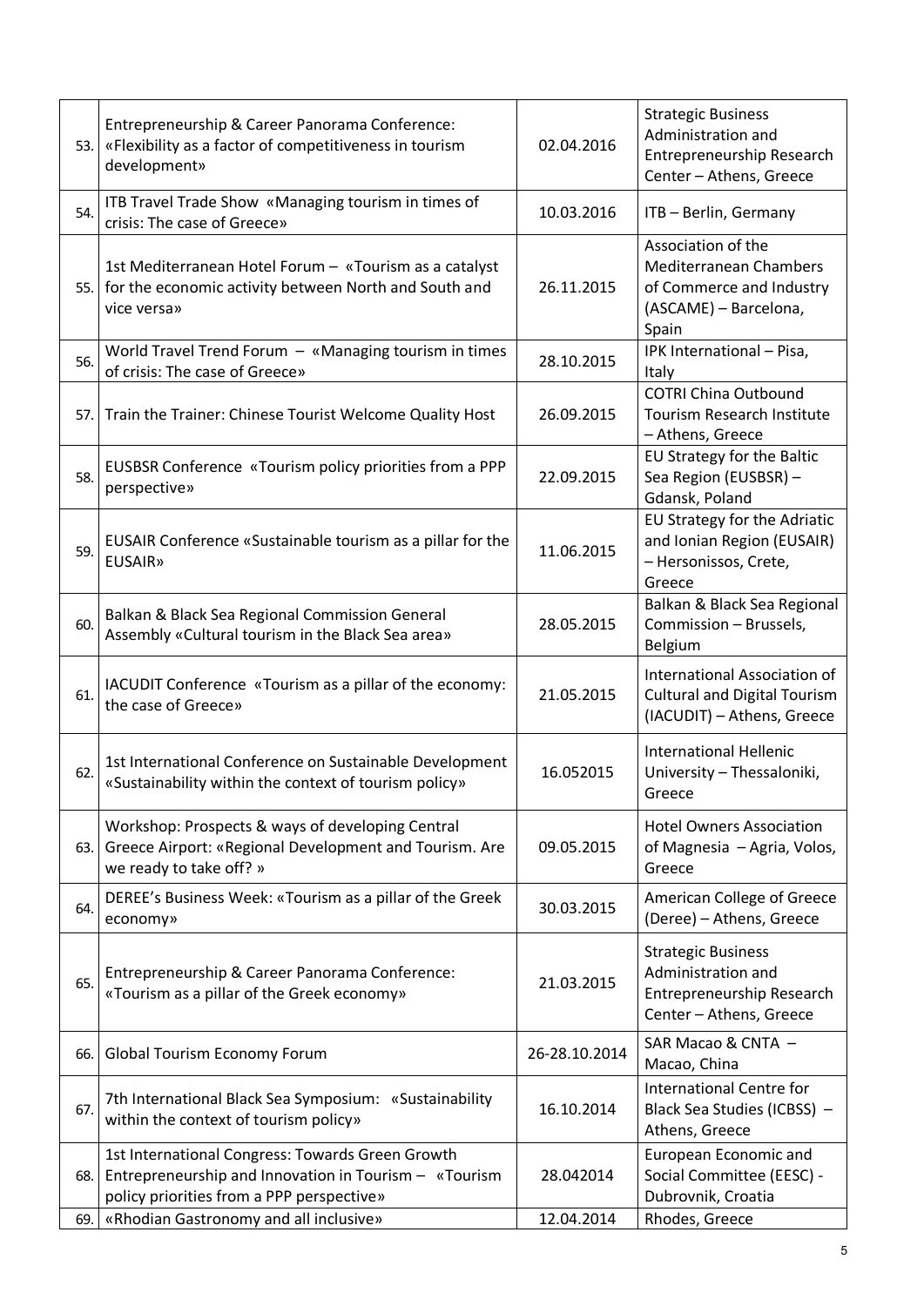| | | | |
|---|---|---|---|
| 53. | Entrepreneurship & Career Panorama Conference: «Flexibility as a factor of competitiveness in tourism development» | 02.04.2016 | Strategic Business Administration and Entrepreneurship Research Center – Athens, Greece |
| 54. | ITB Travel Trade Show «Managing tourism in times of crisis: The case of Greece» | 10.03.2016 | ITB – Berlin, Germany |
| 55. | 1st Mediterranean Hotel Forum – «Tourism as a catalyst for the economic activity between North and South and vice versa» | 26.11.2015 | Association of the Mediterranean Chambers of Commerce and Industry (ASCAME) – Barcelona, Spain |
| 56. | World Travel Trend Forum – «Managing tourism in times of crisis: The case of Greece» | 28.10.2015 | IPK International – Pisa, Italy |
| 57. | Train the Trainer: Chinese Tourist Welcome Quality Host | 26.09.2015 | COTRI China Outbound Tourism Research Institute – Athens, Greece |
| 58. | EUSBSR Conference «Tourism policy priorities from a PPP perspective» | 22.09.2015 | EU Strategy for the Baltic Sea Region (EUSBSR) – Gdansk, Poland |
| 59. | EUSAIR Conference «Sustainable tourism as a pillar for the EUSAIR» | 11.06.2015 | EU Strategy for the Adriatic and Ionian Region (EUSAIR) – Hersonissos, Crete, Greece |
| 60. | Balkan & Black Sea Regional Commission General Assembly «Cultural tourism in the Black Sea area» | 28.05.2015 | Balkan & Black Sea Regional Commission – Brussels, Belgium |
| 61. | IACUDIT Conference «Tourism as a pillar of the economy: the case of Greece» | 21.05.2015 | International Association of Cultural and Digital Tourism (IACUDIT) – Athens, Greece |
| 62. | 1st International Conference on Sustainable Development «Sustainability within the context of tourism policy» | 16.052015 | International Hellenic University – Thessaloniki, Greece |
| 63. | Workshop: Prospects & ways of developing Central Greece Airport: «Regional Development and Tourism. Are we ready to take off? » | 09.05.2015 | Hotel Owners Association of Magnesia – Agria, Volos, Greece |
| 64. | DEREE's Business Week: «Tourism as a pillar of the Greek economy» | 30.03.2015 | American College of Greece (Deree) – Athens, Greece |
| 65. | Entrepreneurship & Career Panorama Conference: «Tourism as a pillar of the Greek economy» | 21.03.2015 | Strategic Business Administration and Entrepreneurship Research Center – Athens, Greece |
| 66. | Global Tourism Economy Forum | 26-28.10.2014 | SAR Macao & CNTA – Macao, China |
| 67. | 7th International Black Sea Symposium: «Sustainability within the context of tourism policy» | 16.10.2014 | International Centre for Black Sea Studies (ICBSS) – Athens, Greece |
| 68. | 1st International Congress: Towards Green Growth Entrepreneurship and Innovation in Tourism – «Tourism policy priorities from a PPP perspective» | 28.042014 | European Economic and Social Committee (EESC) - Dubrovnik, Croatia |
| 69. | «Rhodian Gastronomy and all inclusive» | 12.04.2014 | Rhodes, Greece |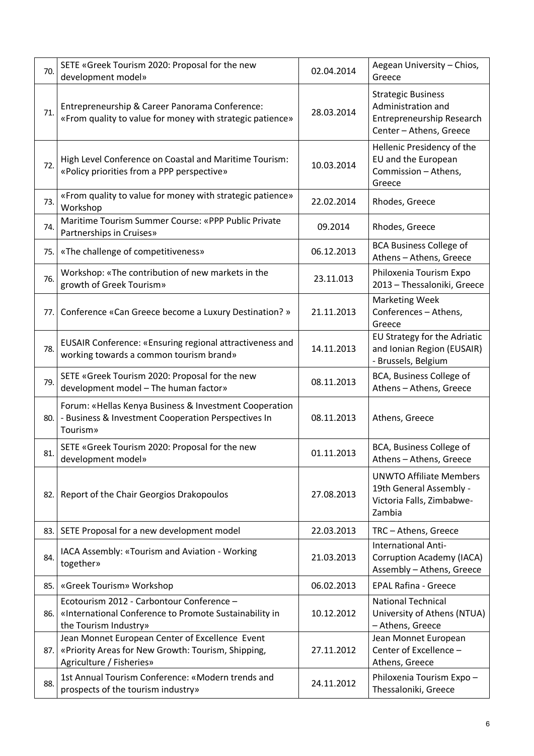| | | | |
|---|---|---|---|
| 70. | SETE «Greek Tourism 2020: Proposal for the new development model» | 02.04.2014 | Aegean University – Chios, Greece |
| 71. | Entrepreneurship & Career Panorama Conference: «From quality to value for money with strategic patience» | 28.03.2014 | Strategic Business Administration and Entrepreneurship Research Center – Athens, Greece |
| 72. | High Level Conference on Coastal and Maritime Tourism: «Policy priorities from a PPP perspective» | 10.03.2014 | Hellenic Presidency of the EU and the European Commission – Athens, Greece |
| 73. | «From quality to value for money with strategic patience» Workshop | 22.02.2014 | Rhodes, Greece |
| 74. | Maritime Tourism Summer Course: «PPP Public Private Partnerships in Cruises» | 09.2014 | Rhodes, Greece |
| 75. | «The challenge of competitiveness» | 06.12.2013 | BCA Business College of Athens – Athens, Greece |
| 76. | Workshop: «The contribution of new markets in the growth of Greek Tourism» | 23.11.013 | Philoxenia Tourism Expo 2013 – Thessaloniki, Greece |
| 77. | Conference «Can Greece become a Luxury Destination? » | 21.11.2013 | Marketing Week Conferences – Athens, Greece |
| 78. | EUSAIR Conference: «Ensuring regional attractiveness and working towards a common tourism brand» | 14.11.2013 | EU Strategy for the Adriatic and Ionian Region (EUSAIR) - Brussels, Belgium |
| 79. | SETE «Greek Tourism 2020: Proposal for the new development model – The human factor» | 08.11.2013 | BCA, Business College of Athens – Athens, Greece |
| 80. | Forum: «Hellas Kenya Business & Investment Cooperation - Business & Investment Cooperation Perspectives In Tourism» | 08.11.2013 | Athens, Greece |
| 81. | SETE «Greek Tourism 2020: Proposal for the new development model» | 01.11.2013 | BCA, Business College of Athens – Athens, Greece |
| 82. | Report of the Chair Georgios Drakopoulos | 27.08.2013 | UNWTO Affiliate Members 19th General Assembly - Victoria Falls, Zimbabwe-Zambia |
| 83. | SETE Proposal for a new development model | 22.03.2013 | TRC – Athens, Greece |
| 84. | IACA Assembly: «Tourism and Aviation - Working together» | 21.03.2013 | International Anti-Corruption Academy (IACA) Assembly – Athens, Greece |
| 85. | «Greek Tourism» Workshop | 06.02.2013 | EPAL Rafina - Greece |
| 86. | Ecotourism 2012 - Carbontour Conference – «International Conference to Promote Sustainability in the Tourism Industry» | 10.12.2012 | National Technical University of Athens (NTUA) – Athens, Greece |
| 87. | Jean Monnet European Center of Excellence Event «Priority Areas for New Growth: Tourism, Shipping, Agriculture / Fisheries» | 27.11.2012 | Jean Monnet European Center of Excellence – Athens, Greece |
| 88. | 1st Annual Tourism Conference: «Modern trends and prospects of the tourism industry» | 24.11.2012 | Philoxenia Tourism Expo – Thessaloniki, Greece |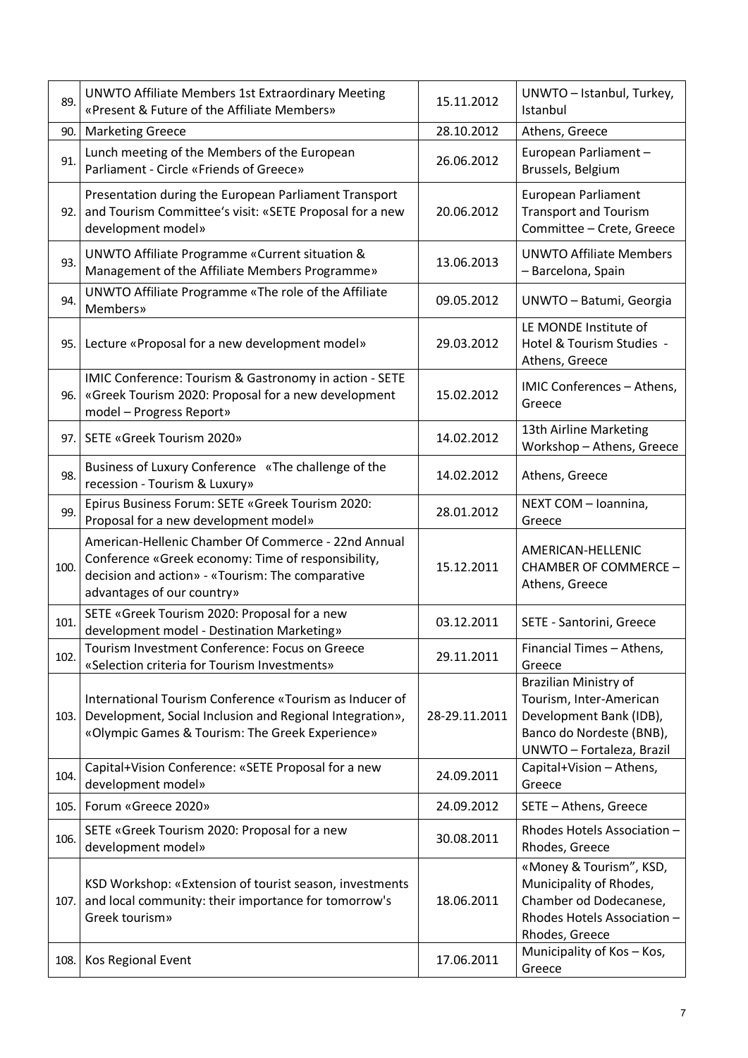| 89. | UNWTO Affiliate Members 1st Extraordinary Meeting «Present & Future of the Affiliate Members» | 15.11.2012 | UNWTO – Istanbul, Turkey, Istanbul |
|---|---|---|---|
| 90. | Marketing Greece | 28.10.2012 | Athens, Greece |
| 91. | Lunch meeting of the Members of the European Parliament - Circle «Friends of Greece» | 26.06.2012 | European Parliament – Brussels, Belgium |
| 92. | Presentation during the European Parliament Transport and Tourism Committee's visit: «SETE Proposal for a new development model» | 20.06.2012 | European Parliament Transport and Tourism Committee – Crete, Greece |
| 93. | UNWTO Affiliate Programme «Current situation & Management of the Affiliate Members Programme» | 13.06.2013 | UNWTO Affiliate Members – Barcelona, Spain |
| 94. | UNWTO Affiliate Programme «The role of the Affiliate Members» | 09.05.2012 | UNWTO – Batumi, Georgia |
| 95. | Lecture «Proposal for a new development model» | 29.03.2012 | LE MONDE Institute of Hotel & Tourism Studies - Athens, Greece |
| 96. | IMIC Conference: Tourism & Gastronomy in action - SETE «Greek Tourism 2020: Proposal for a new development model – Progress Report» | 15.02.2012 | IMIC Conferences – Athens, Greece |
| 97. | SETE «Greek Tourism 2020» | 14.02.2012 | 13th Airline Marketing Workshop – Athens, Greece |
| 98. | Business of Luxury Conference «The challenge of the recession - Tourism & Luxury» | 14.02.2012 | Athens, Greece |
| 99. | Epirus Business Forum: SETE «Greek Tourism 2020: Proposal for a new development model» | 28.01.2012 | NEXT COM – Ioannina, Greece |
| 100. | American-Hellenic Chamber Of Commerce - 22nd Annual Conference «Greek economy: Time of responsibility, decision and action» - «Tourism: The comparative advantages of our country» | 15.12.2011 | AMERICAN-HELLENIC CHAMBER OF COMMERCE – Athens, Greece |
| 101. | SETE «Greek Tourism 2020: Proposal for a new development model - Destination Marketing» | 03.12.2011 | SETE - Santorini, Greece |
| 102. | Tourism Investment Conference: Focus on Greece «Selection criteria for Tourism Investments» | 29.11.2011 | Financial Times – Athens, Greece |
| 103. | International Tourism Conference «Tourism as Inducer of Development, Social Inclusion and Regional Integration», «Olympic Games & Tourism: The Greek Experience» | 28-29.11.2011 | Brazilian Ministry of Tourism, Inter-American Development Bank (IDB), Banco do Nordeste (BNB), UNWTO – Fortaleza, Brazil |
| 104. | Capital+Vision Conference: «SETE Proposal for a new development model» | 24.09.2011 | Capital+Vision – Athens, Greece |
| 105. | Forum «Greece 2020» | 24.09.2012 | SETE – Athens, Greece |
| 106. | SETE «Greek Tourism 2020: Proposal for a new development model» | 30.08.2011 | Rhodes Hotels Association – Rhodes, Greece |
| 107. | KSD Workshop: «Extension of tourist season, investments and local community: their importance for tomorrow's Greek tourism» | 18.06.2011 | «Money & Tourism", KSD, Municipality of Rhodes, Chamber od Dodecanese, Rhodes Hotels Association – Rhodes, Greece |
| 108. | Kos Regional Event | 17.06.2011 | Municipality of Kos – Kos, Greece |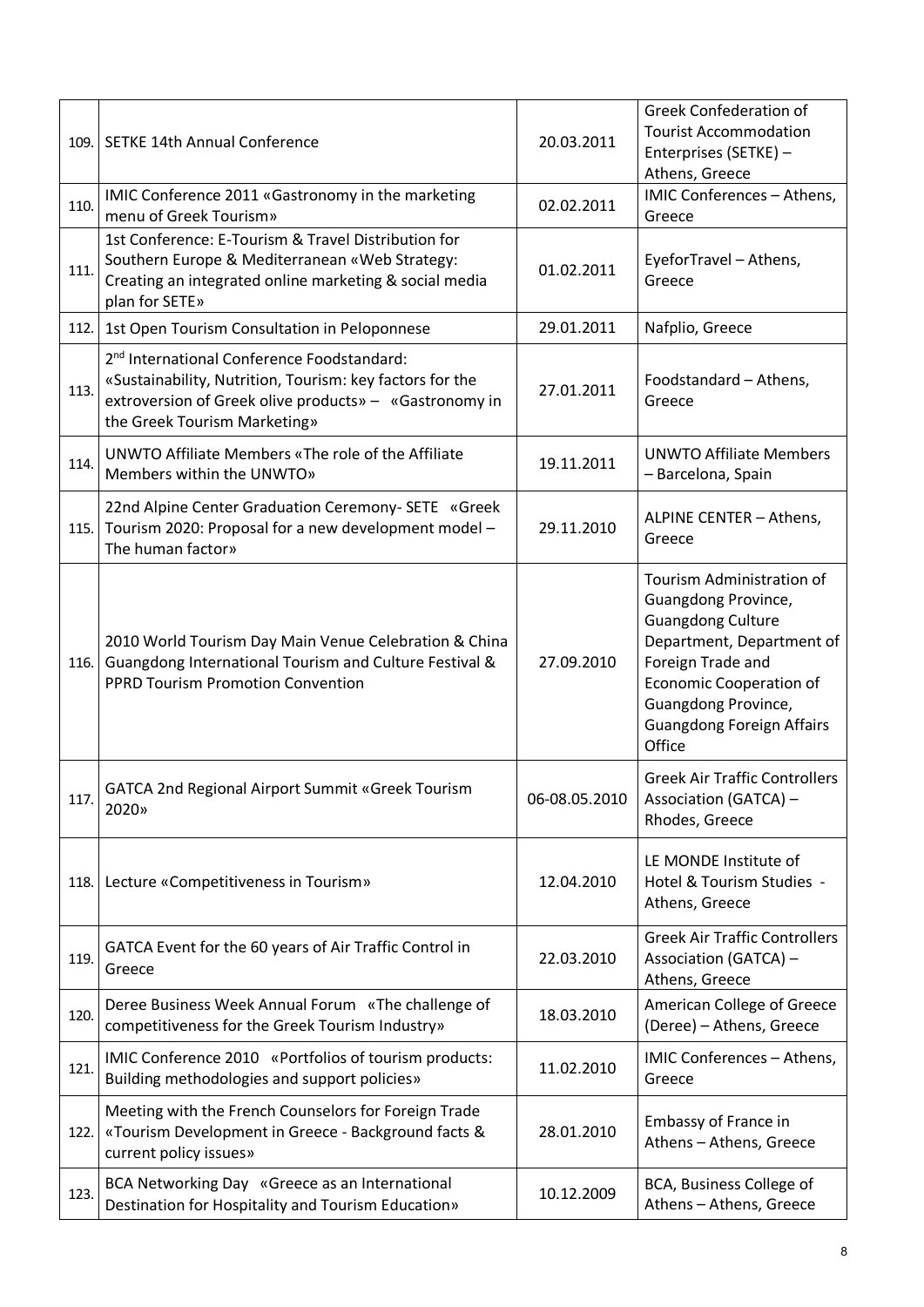| | | | |
|---|---|---|---|
| 109. | SETKE 14th Annual Conference | 20.03.2011 | Greek Confederation of Tourist Accommodation Enterprises (SETKE) – Athens, Greece |
| 110. | IMIC Conference 2011 «Gastronomy in the marketing menu of Greek Tourism» | 02.02.2011 | IMIC Conferences – Athens, Greece |
| 111. | 1st Conference: E-Tourism & Travel Distribution for Southern Europe & Mediterranean «Web Strategy: Creating an integrated online marketing & social media plan for SETE» | 01.02.2011 | EyeforTravel – Athens, Greece |
| 112. | 1st Open Tourism Consultation in Peloponnese | 29.01.2011 | Nafplio, Greece |
| 113. | 2nd International Conference Foodstandard: «Sustainability, Nutrition, Tourism: key factors for the extroversion of Greek olive products» – «Gastronomy in the Greek Tourism Marketing» | 27.01.2011 | Foodstandard – Athens, Greece |
| 114. | UNWTO Affiliate Members «The role of the Affiliate Members within the UNWTO» | 19.11.2011 | UNWTO Affiliate Members – Barcelona, Spain |
| 115. | 22nd Alpine Center Graduation Ceremony- SETE «Greek Tourism 2020: Proposal for a new development model – The human factor» | 29.11.2010 | ALPINE CENTER – Athens, Greece |
| 116. | 2010 World Tourism Day Main Venue Celebration & China Guangdong International Tourism and Culture Festival & PPRD Tourism Promotion Convention | 27.09.2010 | Tourism Administration of Guangdong Province, Guangdong Culture Department, Department of Foreign Trade and Economic Cooperation of Guangdong Province, Guangdong Foreign Affairs Office |
| 117. | GATCA 2nd Regional Airport Summit «Greek Tourism 2020» | 06-08.05.2010 | Greek Air Traffic Controllers Association (GATCA) – Rhodes, Greece |
| 118. | Lecture «Competitiveness in Tourism» | 12.04.2010 | LE MONDE Institute of Hotel & Tourism Studies - Athens, Greece |
| 119. | GATCA Event for the 60 years of Air Traffic Control in Greece | 22.03.2010 | Greek Air Traffic Controllers Association (GATCA) – Athens, Greece |
| 120. | Deree Business Week Annual Forum «The challenge of competitiveness for the Greek Tourism Industry» | 18.03.2010 | American College of Greece (Deree) – Athens, Greece |
| 121. | IMIC Conference 2010 «Portfolios of tourism products: Building methodologies and support policies» | 11.02.2010 | IMIC Conferences – Athens, Greece |
| 122. | Meeting with the French Counselors for Foreign Trade «Tourism Development in Greece - Background facts & current policy issues» | 28.01.2010 | Embassy of France in Athens – Athens, Greece |
| 123. | BCA Networking Day «Greece as an International Destination for Hospitality and Tourism Education» | 10.12.2009 | BCA, Business College of Athens – Athens, Greece |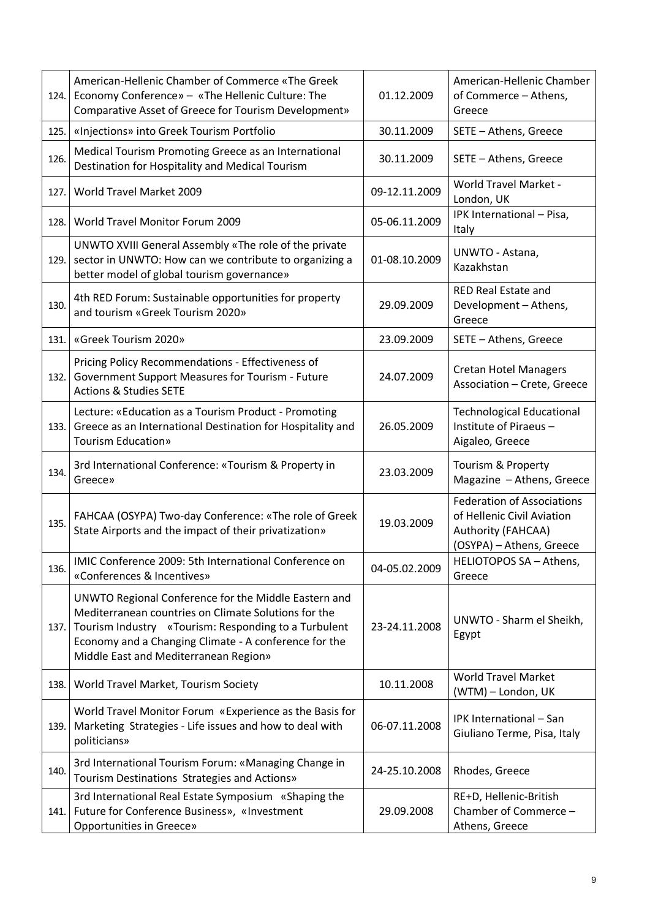| | | | |
|---|---|---|---|
| 124. | American-Hellenic Chamber of Commerce «The Greek Economy Conference» – «The Hellenic Culture: The Comparative Asset of Greece for Tourism Development» | 01.12.2009 | American-Hellenic Chamber of Commerce – Athens, Greece |
| 125. | «Injections» into Greek Tourism Portfolio | 30.11.2009 | SETE – Athens, Greece |
| 126. | Medical Tourism Promoting Greece as an International Destination for Hospitality and Medical Tourism | 30.11.2009 | SETE – Athens, Greece |
| 127. | World Travel Market 2009 | 09-12.11.2009 | World Travel Market - London, UK |
| 128. | World Travel Monitor Forum 2009 | 05-06.11.2009 | IPK International – Pisa, Italy |
| 129. | UNWTO XVIII General Assembly «The role of the private sector in UNWTO: How can we contribute to organizing a better model of global tourism governance» | 01-08.10.2009 | UNWTO - Astana, Kazakhstan |
| 130. | 4th RED Forum: Sustainable opportunities for property and tourism «Greek Tourism 2020» | 29.09.2009 | RED Real Estate and Development – Athens, Greece |
| 131. | «Greek Tourism 2020» | 23.09.2009 | SETE – Athens, Greece |
| 132. | Pricing Policy Recommendations - Effectiveness of Government Support Measures for Tourism - Future Actions & Studies SETE | 24.07.2009 | Cretan Hotel Managers Association – Crete, Greece |
| 133. | Lecture: «Education as a Tourism Product - Promoting Greece as an International Destination for Hospitality and Tourism Education» | 26.05.2009 | Technological Educational Institute of Piraeus – Aigaleo, Greece |
| 134. | 3rd International Conference: «Tourism & Property in Greece» | 23.03.2009 | Tourism & Property Magazine – Athens, Greece |
| 135. | FAHCAA (OSYPA) Two-day Conference: «The role of Greek State Airports and the impact of their privatization» | 19.03.2009 | Federation of Associations of Hellenic Civil Aviation Authority (FAHCAA) (OSYPA) – Athens, Greece |
| 136. | IMIC Conference 2009: 5th International Conference on «Conferences & Incentives» | 04-05.02.2009 | HELIOTOPOS SA – Athens, Greece |
| 137. | UNWTO Regional Conference for the Middle Eastern and Mediterranean countries on Climate Solutions for the Tourism Industry «Tourism: Responding to a Turbulent Economy and a Changing Climate - A conference for the Middle East and Mediterranean Region» | 23-24.11.2008 | UNWTO - Sharm el Sheikh, Egypt |
| 138. | World Travel Market, Tourism Society | 10.11.2008 | World Travel Market (WTM) – London, UK |
| 139. | World Travel Monitor Forum «Experience as the Basis for Marketing Strategies - Life issues and how to deal with politicians» | 06-07.11.2008 | IPK International – San Giuliano Terme, Pisa, Italy |
| 140. | 3rd International Tourism Forum: «Managing Change in Tourism Destinations Strategies and Actions» | 24-25.10.2008 | Rhodes, Greece |
| 141. | 3rd International Real Estate Symposium «Shaping the Future for Conference Business», «Investment Opportunities in Greece» | 29.09.2008 | RE+D, Hellenic-British Chamber of Commerce – Athens, Greece |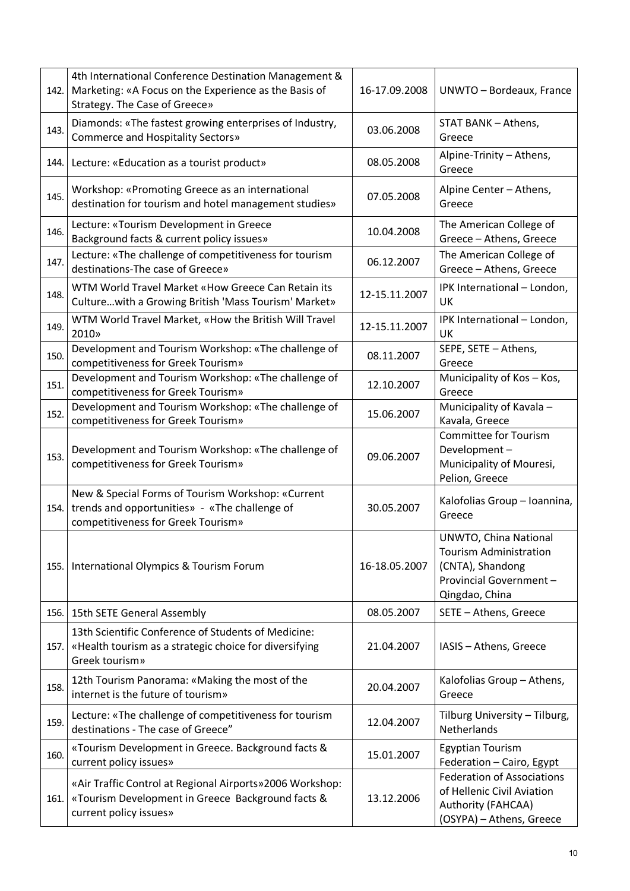| | | | |
|---|---|---|---|
| 142. | 4th International Conference Destination Management & Marketing: «A Focus on the Experience as the Basis of Strategy. The Case of Greece» | 16-17.09.2008 | UNWTO – Bordeaux, France |
| 143. | Diamonds: «The fastest growing enterprises of Industry, Commerce and Hospitality Sectors» | 03.06.2008 | STAT BANK – Athens, Greece |
| 144. | Lecture: «Education as a tourist product» | 08.05.2008 | Alpine-Trinity – Athens, Greece |
| 145. | Workshop: «Promoting Greece as an international destination for tourism and hotel management studies» | 07.05.2008 | Alpine Center – Athens, Greece |
| 146. | Lecture: «Tourism Development in Greece Background facts & current policy issues» | 10.04.2008 | The American College of Greece – Athens, Greece |
| 147. | Lecture: «The challenge of competitiveness for tourism destinations-The case of Greece» | 06.12.2007 | The American College of Greece – Athens, Greece |
| 148. | WTM World Travel Market «How Greece Can Retain its Culture…with a Growing British 'Mass Tourism' Market» | 12-15.11.2007 | IPK International – London, UK |
| 149. | WTM World Travel Market, «How the British Will Travel 2010» | 12-15.11.2007 | IPK International – London, UK |
| 150. | Development and Tourism Workshop: «The challenge of competitiveness for Greek Tourism» | 08.11.2007 | SEPE, SETE – Athens, Greece |
| 151. | Development and Tourism Workshop: «The challenge of competitiveness for Greek Tourism» | 12.10.2007 | Municipality of Kos – Kos, Greece |
| 152. | Development and Tourism Workshop: «The challenge of competitiveness for Greek Tourism» | 15.06.2007 | Municipality of Kavala – Kavala, Greece |
| 153. | Development and Tourism Workshop: «The challenge of competitiveness for Greek Tourism» | 09.06.2007 | Committee for Tourism Development – Municipality of Mouresi, Pelion, Greece |
| 154. | New & Special Forms of Tourism Workshop: «Current trends and opportunities» - «The challenge of competitiveness for Greek Tourism» | 30.05.2007 | Kalofolias Group – Ioannina, Greece |
| 155. | International Olympics & Tourism Forum | 16-18.05.2007 | UNWTO, China National Tourism Administration (CNTA), Shandong Provincial Government – Qingdao, China |
| 156. | 15th SETE General Assembly | 08.05.2007 | SETE – Athens, Greece |
| 157. | 13th Scientific Conference of Students of Medicine: «Health tourism as a strategic choice for diversifying Greek tourism» | 21.04.2007 | IASIS – Athens, Greece |
| 158. | 12th Tourism Panorama: «Making the most of the internet is the future of tourism» | 20.04.2007 | Kalofolias Group – Athens, Greece |
| 159. | Lecture: «The challenge of competitiveness for tourism destinations - The case of Greece" | 12.04.2007 | Tilburg University – Tilburg, Netherlands |
| 160. | «Tourism Development in Greece. Background facts & current policy issues» | 15.01.2007 | Egyptian Tourism Federation – Cairo, Egypt |
| 161. | «Air Traffic Control at Regional Airports»2006 Workshop: «Tourism Development in Greece Background facts & current policy issues» | 13.12.2006 | Federation of Associations of Hellenic Civil Aviation Authority (FAHCAA) (OSYPA) – Athens, Greece |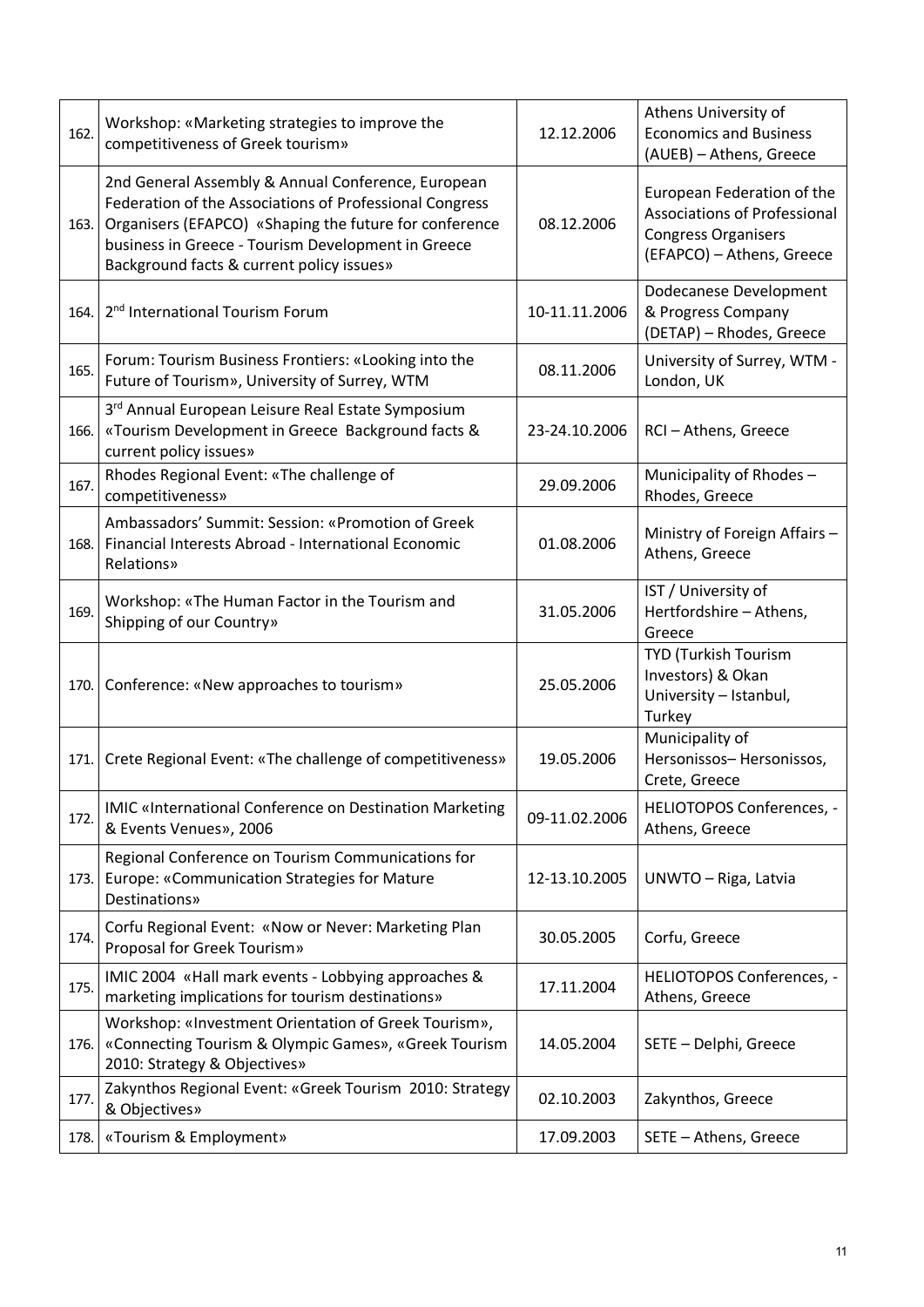| | | | |
|---|---|---|---|
| 162. | Workshop: «Marketing strategies to improve the competitiveness of Greek tourism» | 12.12.2006 | Athens University of Economics and Business (AUEB) – Athens, Greece |
| 163. | 2nd General Assembly & Annual Conference, European Federation of the Associations of Professional Congress Organisers (EFAPCO) «Shaping the future for conference business in Greece - Tourism Development in Greece Background facts & current policy issues» | 08.12.2006 | European Federation of the Associations of Professional Congress Organisers (EFAPCO) – Athens, Greece |
| 164. | 2nd International Tourism Forum | 10-11.11.2006 | Dodecanese Development & Progress Company (DETAP) – Rhodes, Greece |
| 165. | Forum: Tourism Business Frontiers: «Looking into the Future of Tourism», University of Surrey, WTM | 08.11.2006 | University of Surrey, WTM - London, UK |
| 166. | 3rd Annual European Leisure Real Estate Symposium «Tourism Development in Greece Background facts & current policy issues» | 23-24.10.2006 | RCI – Athens, Greece |
| 167. | Rhodes Regional Event: «The challenge of competitiveness» | 29.09.2006 | Municipality of Rhodes – Rhodes, Greece |
| 168. | Ambassadors' Summit: Session: «Promotion of Greek Financial Interests Abroad - International Economic Relations» | 01.08.2006 | Ministry of Foreign Affairs – Athens, Greece |
| 169. | Workshop: «The Human Factor in the Tourism and Shipping of our Country» | 31.05.2006 | IST / University of Hertfordshire – Athens, Greece |
| 170. | Conference: «New approaches to tourism» | 25.05.2006 | TYD (Turkish Tourism Investors) & Okan University – Istanbul, Turkey |
| 171. | Crete Regional Event: «The challenge of competitiveness» | 19.05.2006 | Municipality of Hersonissos– Hersonissos, Crete, Greece |
| 172. | IMIC «International Conference on Destination Marketing & Events Venues», 2006 | 09-11.02.2006 | HELIOTOPOS Conferences, - Athens, Greece |
| 173. | Regional Conference on Tourism Communications for Europe: «Communication Strategies for Mature Destinations» | 12-13.10.2005 | UNWTO – Riga, Latvia |
| 174. | Corfu Regional Event: «Now or Never: Marketing Plan Proposal for Greek Tourism» | 30.05.2005 | Corfu, Greece |
| 175. | IMIC 2004 «Hall mark events - Lobbying approaches & marketing implications for tourism destinations» | 17.11.2004 | HELIOTOPOS Conferences, - Athens, Greece |
| 176. | Workshop: «Investment Orientation of Greek Tourism», «Connecting Tourism & Olympic Games», «Greek Tourism 2010: Strategy & Objectives» | 14.05.2004 | SETE – Delphi, Greece |
| 177. | Zakynthos Regional Event: «Greek Tourism 2010: Strategy & Objectives» | 02.10.2003 | Zakynthos, Greece |
| 178. | «Tourism & Employment» | 17.09.2003 | SETE – Athens, Greece |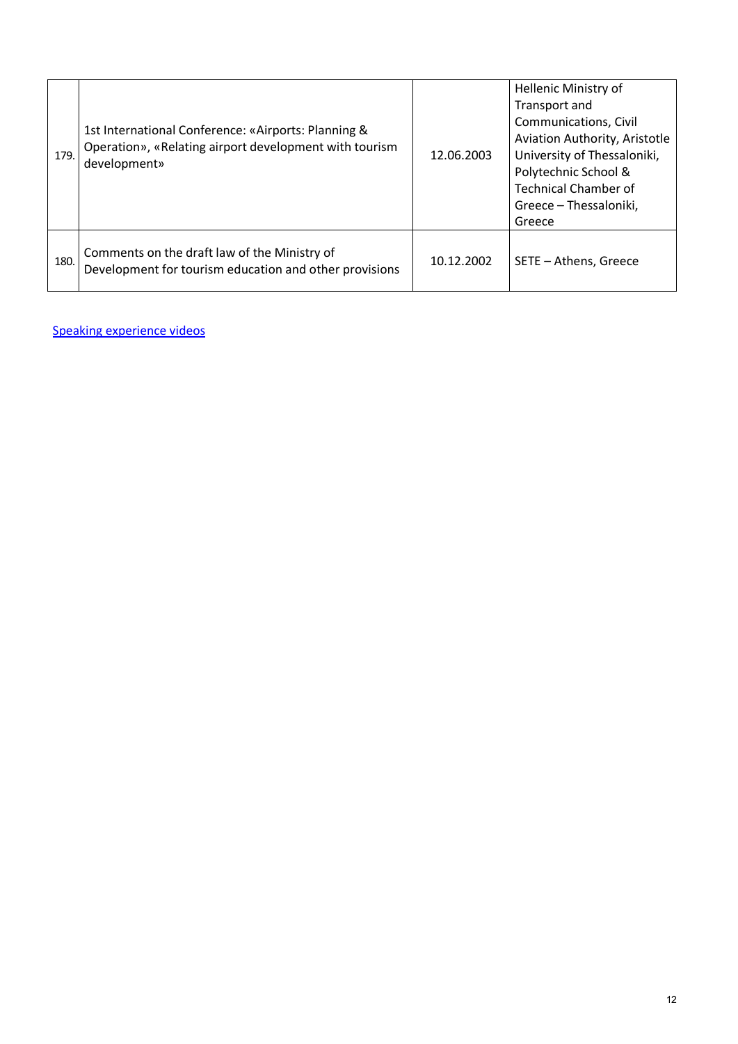| | | | |
|---|---|---|---|
| 179. | 1st International Conference: «Airports: Planning & Operation», «Relating airport development with tourism development» | 12.06.2003 | Hellenic Ministry of Transport and Communications, Civil Aviation Authority, Aristotle University of Thessaloniki, Polytechnic School & Technical Chamber of Greece – Thessaloniki, Greece |
| 180. | Comments on the draft law of the Ministry of Development for tourism education and other provisions | 10.12.2002 | SETE – Athens, Greece |

Speaking experience videos